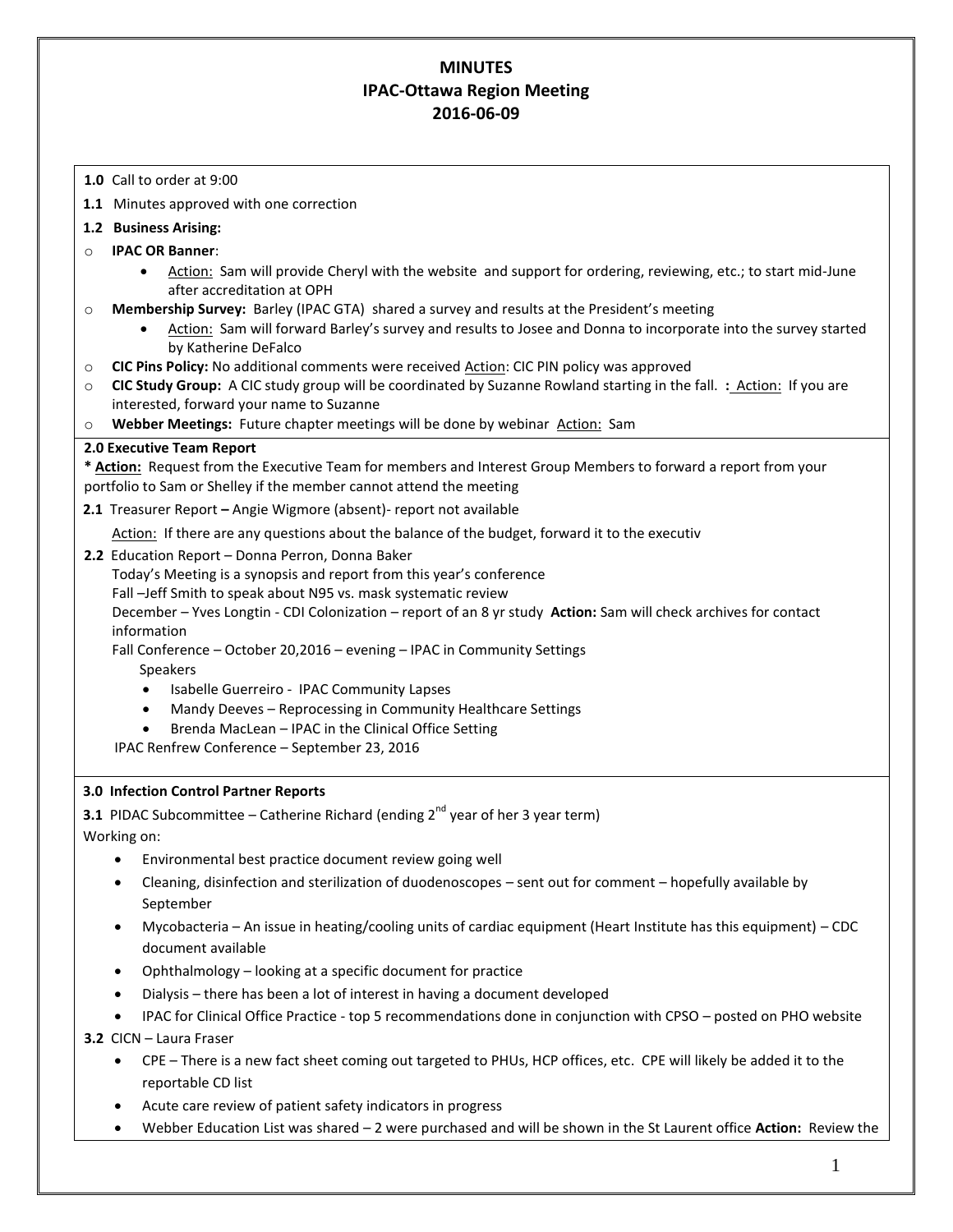# MINUTES
## IPAC-Ottawa Region Meeting
## 2016-06-09

**1.0** Call to order at 9:00

**1.1** Minutes approved with one correction

**1.2 Business Arising:**

- **IPAC OR Banner**:
  - Action: Sam will provide Cheryl with the website and support for ordering, reviewing, etc.; to start mid-June after accreditation at OPH
- **Membership Survey:** Barley (IPAC GTA) shared a survey and results at the President's meeting
  - Action: Sam will forward Barley's survey and results to Josee and Donna to incorporate into the survey started by Katherine DeFalco
- **CIC Pins Policy:** No additional comments were received Action: CIC PIN policy was approved
- **CIC Study Group:** A CIC study group will be coordinated by Suzanne Rowland starting in the fall. **:** Action: If you are interested, forward your name to Suzanne
- **Webber Meetings:** Future chapter meetings will be done by webinar Action: Sam

**2.0 Executive Team Report**

*** Action:** Request from the Executive Team for members and Interest Group Members to forward a report from your portfolio to Sam or Shelley if the member cannot attend the meeting

**2.1** Treasurer Report **–** Angie Wigmore (absent)- report not available

Action: If there are any questions about the balance of the budget, forward it to the executiv

**2.2** Education Report – Donna Perron, Donna Baker

Today's Meeting is a synopsis and report from this year's conference

Fall –Jeff Smith to speak about N95 vs. mask systematic review

December – Yves Longtin - CDI Colonization – report of an 8 yr study **Action:** Sam will check archives for contact information

Fall Conference – October 20,2016 – evening – IPAC in Community Settings

Speakers

- Isabelle Guerreiro - IPAC Community Lapses
- Mandy Deeves – Reprocessing in Community Healthcare Settings
- Brenda MacLean – IPAC in the Clinical Office Setting

IPAC Renfrew Conference – September 23, 2016

**3.0 Infection Control Partner Reports**

**3.1** PIDAC Subcommittee – Catherine Richard (ending 2nd year of her 3 year term)

Working on:

- Environmental best practice document review going well
- Cleaning, disinfection and sterilization of duodenoscopes – sent out for comment – hopefully available by September
- Mycobacteria – An issue in heating/cooling units of cardiac equipment (Heart Institute has this equipment) – CDC document available
- Ophthalmology – looking at a specific document for practice
- Dialysis – there has been a lot of interest in having a document developed
- IPAC for Clinical Office Practice - top 5 recommendations done in conjunction with CPSO – posted on PHO website

**3.2** CICN – Laura Fraser

- CPE – There is a new fact sheet coming out targeted to PHUs, HCP offices, etc. CPE will likely be added it to the reportable CD list
- Acute care review of patient safety indicators in progress
- Webber Education List was shared – 2 were purchased and will be shown in the St Laurent office **Action:** Review the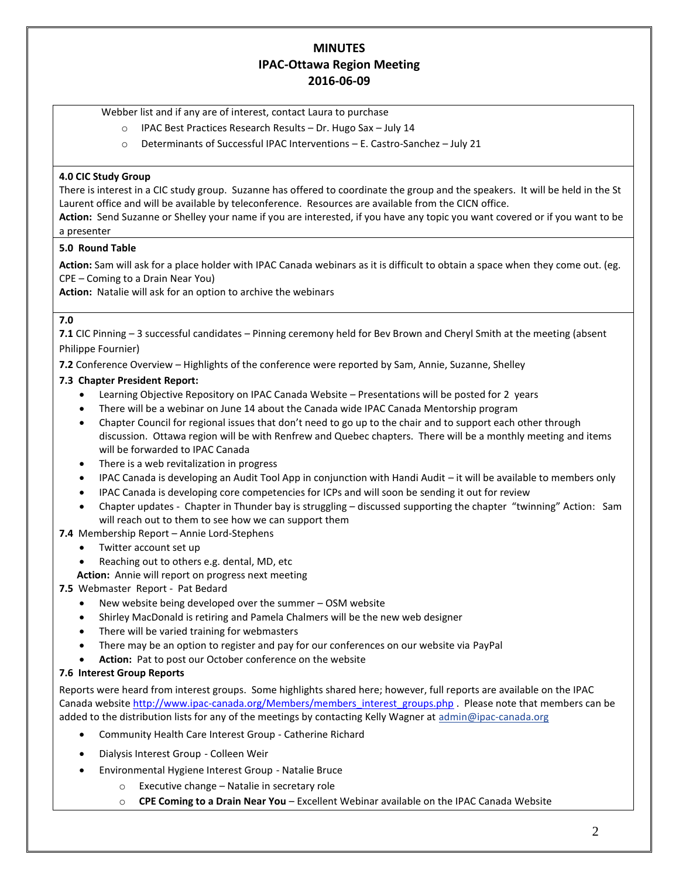Webber list and if any are of interest, contact Laura to purchase

- IPAC Best Practices Research Results – Dr. Hugo Sax – July 14
- Determinants of Successful IPAC Interventions – E. Castro-Sanchez – July 21

**4.0 CIC Study Group**

There is interest in a CIC study group. Suzanne has offered to coordinate the group and the speakers. It will be held in the St Laurent office and will be available by teleconference. Resources are available from the CICN office.

**Action:** Send Suzanne or Shelley your name if you are interested, if you have any topic you want covered or if you want to be a presenter

**5.0 Round Table**

**Action:** Sam will ask for a place holder with IPAC Canada webinars as it is difficult to obtain a space when they come out. (eg. CPE – Coming to a Drain Near You)

**Action:** Natalie will ask for an option to archive the webinars

**7.0**

**7.1** CIC Pinning – 3 successful candidates – Pinning ceremony held for Bev Brown and Cheryl Smith at the meeting (absent Philippe Fournier)

**7.2** Conference Overview – Highlights of the conference were reported by Sam, Annie, Suzanne, Shelley

**7.3 Chapter President Report:**

- Learning Objective Repository on IPAC Canada Website – Presentations will be posted for 2 years
- There will be a webinar on June 14 about the Canada wide IPAC Canada Mentorship program
- Chapter Council for regional issues that don't need to go up to the chair and to support each other through discussion. Ottawa region will be with Renfrew and Quebec chapters. There will be a monthly meeting and items will be forwarded to IPAC Canada
- There is a web revitalization in progress
- IPAC Canada is developing an Audit Tool App in conjunction with Handi Audit – it will be available to members only
- IPAC Canada is developing core competencies for ICPs and will soon be sending it out for review
- Chapter updates - Chapter in Thunder bay is struggling – discussed supporting the chapter "twinning" Action: Sam will reach out to them to see how we can support them

**7.4** Membership Report – Annie Lord-Stephens

- Twitter account set up
- Reaching out to others e.g. dental, MD, etc

**Action:** Annie will report on progress next meeting

**7.5** Webmaster Report - Pat Bedard

- New website being developed over the summer – OSM website
- Shirley MacDonald is retiring and Pamela Chalmers will be the new web designer
- There will be varied training for webmasters
- There may be an option to register and pay for our conferences on our website via PayPal
- **Action:** Pat to post our October conference on the website

**7.6 Interest Group Reports**

Reports were heard from interest groups. Some highlights shared here; however, full reports are available on the IPAC Canada website http://www.ipac-canada.org/Members/members_interest_groups.php . Please note that members can be added to the distribution lists for any of the meetings by contacting Kelly Wagner at admin@ipac-canada.org

- Community Health Care Interest Group - Catherine Richard
- Dialysis Interest Group - Colleen Weir
- Environmental Hygiene Interest Group - Natalie Bruce
  - Executive change – Natalie in secretary role
  - **CPE Coming to a Drain Near You** – Excellent Webinar available on the IPAC Canada Website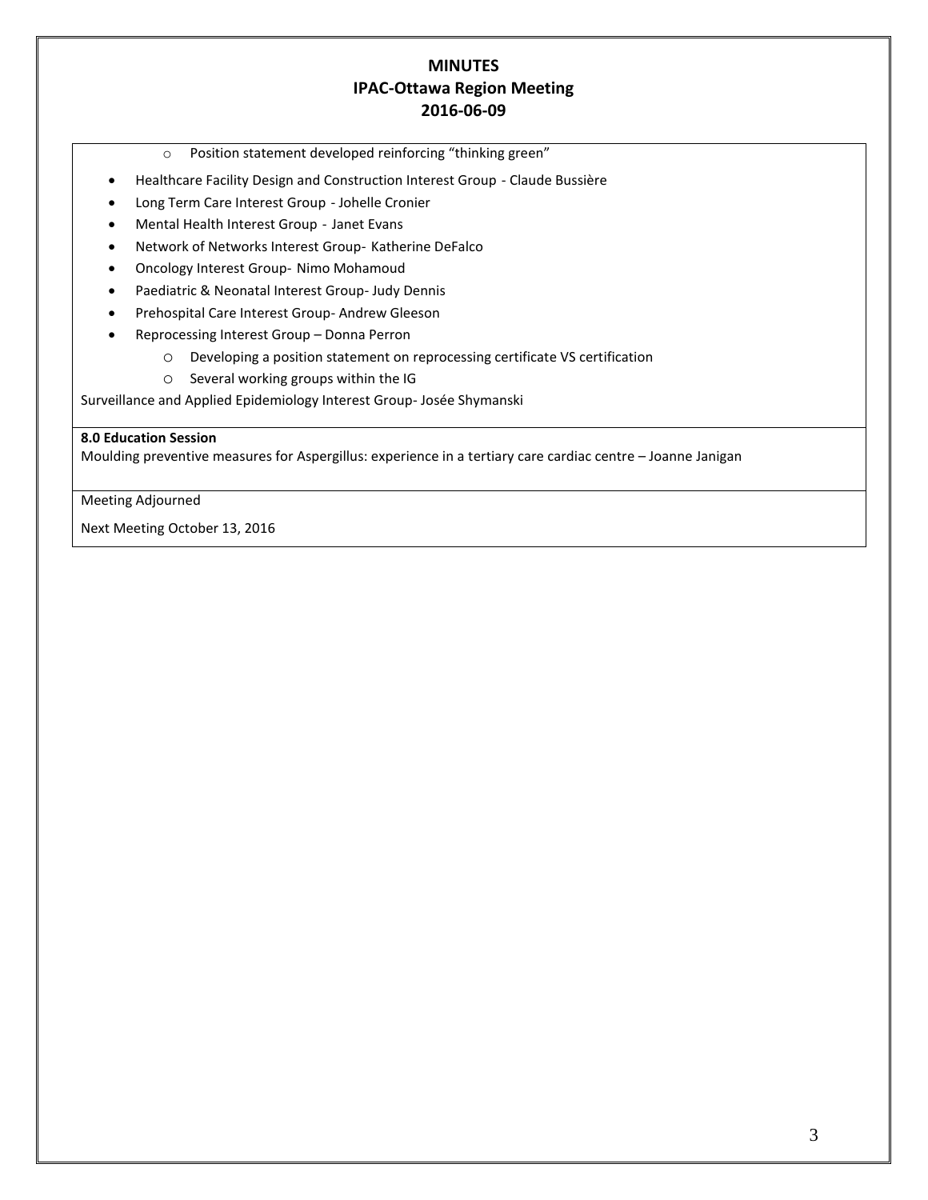# MINUTES
## IPAC-Ottawa Region Meeting
## 2016-06-09

- Position statement developed reinforcing "thinking green"

- Healthcare Facility Design and Construction Interest Group - Claude Bussière
- Long Term Care Interest Group - Johelle Cronier
- Mental Health Interest Group - Janet Evans
- Network of Networks Interest Group- Katherine DeFalco
- Oncology Interest Group- Nimo Mohamoud
- Paediatric & Neonatal Interest Group- Judy Dennis
- Prehospital Care Interest Group- Andrew Gleeson
- Reprocessing Interest Group – Donna Perron
  - Developing a position statement on reprocessing certificate VS certification
  - Several working groups within the IG

Surveillance and Applied Epidemiology Interest Group- Josée Shymanski

**8.0 Education Session**

Moulding preventive measures for Aspergillus: experience in a tertiary care cardiac centre – Joanne Janigan

Meeting Adjourned

Next Meeting October 13, 2016